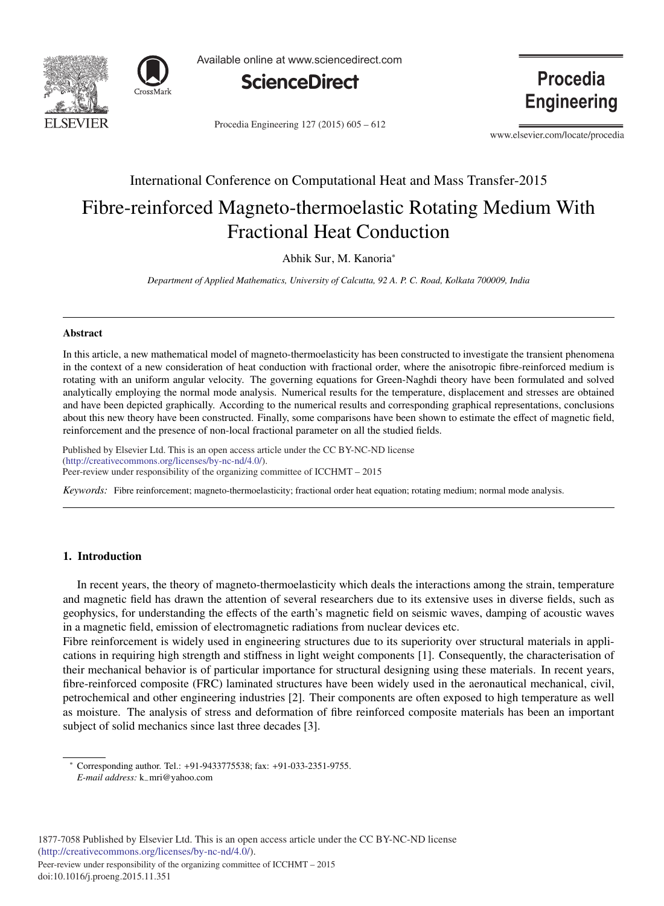International Conference on Computational Heat and Mass Transfer-2015

# Fibre-reinforced Magneto-thermoelastic Rotating Medium With Fractional Heat Conduction

Abhik Sur, M. Kanoria*

*Department of Applied Mathematics, University of Calcutta, 92 A. P. C. Road, Kolkata 700009, India*

---

**Abstract**

In this article, a new mathematical model of magneto-thermoelasticity has been constructed to investigate the transient phenomena in the context of a new consideration of heat conduction with fractional order, where the anisotropic fibre-reinforced medium is rotating with an uniform angular velocity. The governing equations for Green-Naghdi theory have been formulated and solved analytically employing the normal mode analysis. Numerical results for the temperature, displacement and stresses are obtained and have been depicted graphically. According to the numerical results and corresponding graphical representations, conclusions about this new theory have been constructed. Finally, some comparisons have been shown to estimate the effect of magnetic field, reinforcement and the presence of non-local fractional parameter on all the studied fields.

Published by Elsevier Ltd. This is an open access article under the CC BY-NC-ND license (http://creativecommons.org/licenses/by-nc-nd/4.0/).
Peer-review under responsibility of the organizing committee of ICCHMT – 2015

*Keywords:* Fibre reinforcement; magneto-thermoelasticity; fractional order heat equation; rotating medium; normal mode analysis.

---

## 1. Introduction

In recent years, the theory of magneto-thermoelasticity which deals the interactions among the strain, temperature and magnetic field has drawn the attention of several researchers due to its extensive uses in diverse fields, such as geophysics, for understanding the effects of the earth's magnetic field on seismic waves, damping of acoustic waves in a magnetic field, emission of electromagnetic radiations from nuclear devices etc.
Fibre reinforcement is widely used in engineering structures due to its superiority over structural materials in applications in requiring high strength and stiffness in light weight components [1]. Consequently, the characterisation of their mechanical behavior is of particular importance for structural designing using these materials. In recent years, fibre-reinforced composite (FRC) laminated structures have been widely used in the aeronautical mechanical, civil, petrochemical and other engineering industries [2]. Their components are often exposed to high temperature as well as moisture. The analysis of stress and deformation of fibre reinforced composite materials has been an important subject of solid mechanics since last three decades [3].

---

* Corresponding author. Tel.: +91-9433775538; fax: +91-033-2351-9755.
*E-mail address:* k_mri@yahoo.com

1877-7058 Published by Elsevier Ltd. This is an open access article under the CC BY-NC-ND license (http://creativecommons.org/licenses/by-nc-nd/4.0/).
Peer-review under responsibility of the organizing committee of ICCHMT – 2015
doi:10.1016/j.proeng.2015.11.351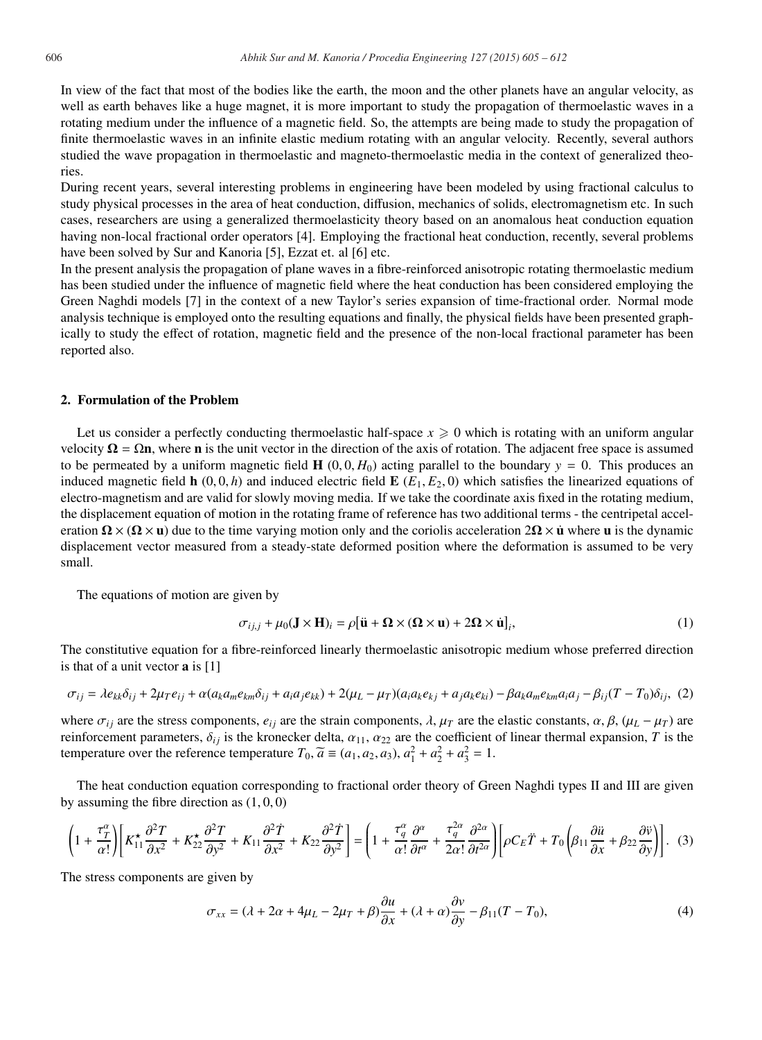In view of the fact that most of the bodies like the earth, the moon and the other planets have an angular velocity, as well as earth behaves like a huge magnet, it is more important to study the propagation of thermoelastic waves in a rotating medium under the influence of a magnetic field. So, the attempts are being made to study the propagation of finite thermoelastic waves in an infinite elastic medium rotating with an angular velocity. Recently, several authors studied the wave propagation in thermoelastic and magneto-thermoelastic media in the context of generalized theories.

During recent years, several interesting problems in engineering have been modeled by using fractional calculus to study physical processes in the area of heat conduction, diffusion, mechanics of solids, electromagnetism etc. In such cases, researchers are using a generalized thermoelasticity theory based on an anomalous heat conduction equation having non-local fractional order operators [4]. Employing the fractional heat conduction, recently, several problems have been solved by Sur and Kanoria [5], Ezzat et. al [6] etc.

In the present analysis the propagation of plane waves in a fibre-reinforced anisotropic rotating thermoelastic medium has been studied under the influence of magnetic field where the heat conduction has been considered employing the Green Naghdi models [7] in the context of a new Taylor's series expansion of time-fractional order. Normal mode analysis technique is employed onto the resulting equations and finally, the physical fields have been presented graphically to study the effect of rotation, magnetic field and the presence of the non-local fractional parameter has been reported also.

## 2. Formulation of the Problem

Let us consider a perfectly conducting thermoelastic half-space $x \geqslant 0$ which is rotating with an uniform angular velocity $\mathbf{\Omega} = \Omega \mathbf{n}$, where $\mathbf{n}$ is the unit vector in the direction of the axis of rotation. The adjacent free space is assumed to be permeated by a uniform magnetic field $\mathbf{H}\ (0, 0, H_0)$ acting parallel to the boundary $y = 0$. This produces an induced magnetic field $\mathbf{h}\ (0, 0, h)$ and induced electric field $\mathbf{E}\ (E_1, E_2, 0)$ which satisfies the linearized equations of electro-magnetism and are valid for slowly moving media. If we take the coordinate axis fixed in the rotating medium, the displacement equation of motion in the rotating frame of reference has two additional terms - the centripetal acceleration $\mathbf{\Omega} \times (\mathbf{\Omega} \times \mathbf{u})$ due to the time varying motion only and the coriolis acceleration $2\mathbf{\Omega} \times \dot{\mathbf{u}}$ where $\mathbf{u}$ is the dynamic displacement vector measured from a steady-state deformed position where the deformation is assumed to be very small.

The equations of motion are given by

$$\sigma_{ij,j} + \mu_0(\mathbf{J} \times \mathbf{H})_i = \rho\big[\ddot{\mathbf{u}} + \mathbf{\Omega} \times (\mathbf{\Omega} \times \mathbf{u}) + 2\mathbf{\Omega} \times \dot{\mathbf{u}}\big]_i, \tag{1}$$

The constitutive equation for a fibre-reinforced linearly thermoelastic anisotropic medium whose preferred direction is that of a unit vector $\mathbf{a}$ is [1]

$$\sigma_{ij} = \lambda e_{kk}\delta_{ij} + 2\mu_T e_{ij} + \alpha(a_k a_m e_{km}\delta_{ij} + a_i a_j e_{kk}) + 2(\mu_L - \mu_T)(a_i a_k e_{kj} + a_j a_k e_{ki}) - \beta a_k a_m e_{km} a_i a_j - \beta_{ij}(T - T_0)\delta_{ij}, \tag{2}$$

where $\sigma_{ij}$ are the stress components, $e_{ij}$ are the strain components, $\lambda$, $\mu_T$ are the elastic constants, $\alpha, \beta, (\mu_L - \mu_T)$ are reinforcement parameters, $\delta_{ij}$ is the kronecker delta, $\alpha_{11}$, $\alpha_{22}$ are the coefficient of linear thermal expansion, $T$ is the temperature over the reference temperature $T_0$, $\overline{a} \equiv (a_1, a_2, a_3)$, $a_1^2 + a_2^2 + a_3^2 = 1$.

The heat conduction equation corresponding to fractional order theory of Green Naghdi types II and III are given by assuming the fibre direction as $(1, 0, 0)$

$$\left(1 + \frac{\tau_T^{\alpha}}{\alpha!}\right)\left[K_{11}^{\star}\frac{\partial^2 T}{\partial x^2} + K_{22}^{\star}\frac{\partial^2 T}{\partial y^2} + K_{11}\frac{\partial^2 \dot{T}}{\partial x^2} + K_{22}\frac{\partial^2 \dot{T}}{\partial y^2}\right] = \left(1 + \frac{\tau_q^{\alpha}}{\alpha!}\frac{\partial^{\alpha}}{\partial t^{\alpha}} + \frac{\tau_q^{2\alpha}}{2\alpha!}\frac{\partial^{2\alpha}}{\partial t^{2\alpha}}\right)\left[\rho C_E \ddot{T} + T_0\left(\beta_{11}\frac{\partial \ddot{u}}{\partial x} + \beta_{22}\frac{\partial \ddot{v}}{\partial y}\right)\right]. \tag{3}$$

The stress components are given by

$$\sigma_{xx} = (\lambda + 2\alpha + 4\mu_L - 2\mu_T + \beta)\frac{\partial u}{\partial x} + (\lambda + \alpha)\frac{\partial v}{\partial y} - \beta_{11}(T - T_0), \tag{4}$$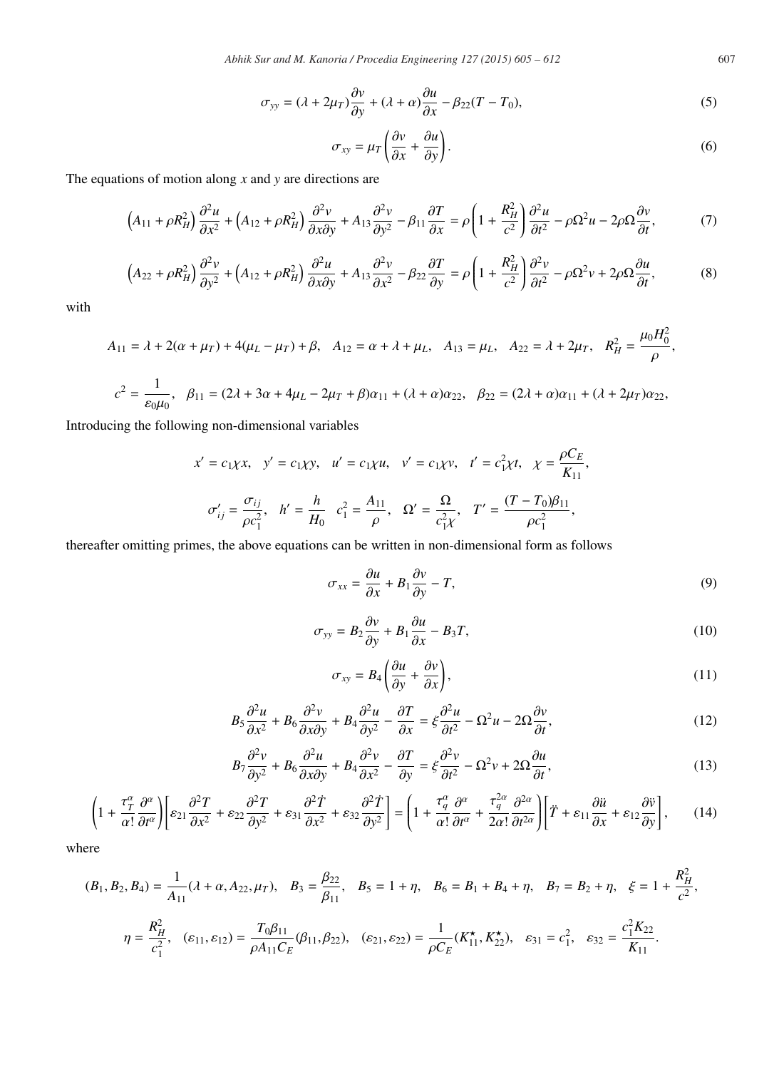$$\sigma_{yy} = (\lambda + 2\mu_T)\frac{\partial v}{\partial y} + (\lambda + \alpha)\frac{\partial u}{\partial x} - \beta_{22}(T - T_0), \tag{5}$$

$$\sigma_{xy} = \mu_T\left(\frac{\partial v}{\partial x} + \frac{\partial u}{\partial y}\right). \tag{6}$$

The equations of motion along $x$ and $y$ are directions are

$$\left(A_{11} + \rho R_H^2\right)\frac{\partial^2 u}{\partial x^2} + \left(A_{12} + \rho R_H^2\right)\frac{\partial^2 v}{\partial x \partial y} + A_{13}\frac{\partial^2 v}{\partial y^2} - \beta_{11}\frac{\partial T}{\partial x} = \rho\left(1 + \frac{R_H^2}{c^2}\right)\frac{\partial^2 u}{\partial t^2} - \rho\Omega^2 u - 2\rho\Omega\frac{\partial v}{\partial t}, \tag{7}$$

$$\left(A_{22} + \rho R_H^2\right)\frac{\partial^2 v}{\partial y^2} + \left(A_{12} + \rho R_H^2\right)\frac{\partial^2 u}{\partial x \partial y} + A_{13}\frac{\partial^2 v}{\partial x^2} - \beta_{22}\frac{\partial T}{\partial y} = \rho\left(1 + \frac{R_H^2}{c^2}\right)\frac{\partial^2 v}{\partial t^2} - \rho\Omega^2 v + 2\rho\Omega\frac{\partial u}{\partial t}, \tag{8}$$

with

$$A_{11} = \lambda + 2(\alpha + \mu_T) + 4(\mu_L - \mu_T) + \beta, \quad A_{12} = \alpha + \lambda + \mu_L, \quad A_{13} = \mu_L, \quad A_{22} = \lambda + 2\mu_T, \quad R_H^2 = \frac{\mu_0 H_0^2}{\rho},$$

$$c^2 = \frac{1}{\varepsilon_0\mu_0}, \quad \beta_{11} = (2\lambda + 3\alpha + 4\mu_L - 2\mu_T + \beta)\alpha_{11} + (\lambda + \alpha)\alpha_{22}, \quad \beta_{22} = (2\lambda + \alpha)\alpha_{11} + (\lambda + 2\mu_T)\alpha_{22},$$

Introducing the following non-dimensional variables

$$x' = c_1\chi x, \quad y' = c_1\chi y, \quad u' = c_1\chi u, \quad v' = c_1\chi v, \quad t' = c_1^2\chi t, \quad \chi = \frac{\rho C_E}{K_{11}},$$

$$\sigma'_{ij} = \frac{\sigma_{ij}}{\rho c_1^2}, \quad h' = \frac{h}{H_0} \quad c_1^2 = \frac{A_{11}}{\rho}, \quad \Omega' = \frac{\Omega}{c_1^2\chi}, \quad T' = \frac{(T - T_0)\beta_{11}}{\rho c_1^2},$$

thereafter omitting primes, the above equations can be written in non-dimensional form as follows

$$\sigma_{xx} = \frac{\partial u}{\partial x} + B_1\frac{\partial v}{\partial y} - T, \tag{9}$$

$$\sigma_{yy} = B_2\frac{\partial v}{\partial y} + B_1\frac{\partial u}{\partial x} - B_3 T, \tag{10}$$

$$\sigma_{xy} = B_4\left(\frac{\partial u}{\partial y} + \frac{\partial v}{\partial x}\right), \tag{11}$$

$$B_5\frac{\partial^2 u}{\partial x^2} + B_6\frac{\partial^2 v}{\partial x \partial y} + B_4\frac{\partial^2 u}{\partial y^2} - \frac{\partial T}{\partial x} = \xi\frac{\partial^2 u}{\partial t^2} - \Omega^2 u - 2\Omega\frac{\partial v}{\partial t}, \tag{12}$$

$$B_7\frac{\partial^2 v}{\partial y^2} + B_6\frac{\partial^2 u}{\partial x \partial y} + B_4\frac{\partial^2 v}{\partial x^2} - \frac{\partial T}{\partial y} = \xi\frac{\partial^2 v}{\partial t^2} - \Omega^2 v + 2\Omega\frac{\partial u}{\partial t}, \tag{13}$$

$$\left(1 + \frac{\tau_T^\alpha}{\alpha!}\frac{\partial^\alpha}{\partial t^\alpha}\right)\left[\varepsilon_{21}\frac{\partial^2 T}{\partial x^2} + \varepsilon_{22}\frac{\partial^2 T}{\partial y^2} + \varepsilon_{31}\frac{\partial^2 \dot{T}}{\partial x^2} + \varepsilon_{32}\frac{\partial^2 \dot{T}}{\partial y^2}\right] = \left(1 + \frac{\tau_q^\alpha}{\alpha!}\frac{\partial^\alpha}{\partial t^\alpha} + \frac{\tau_q^{2\alpha}}{2\alpha!}\frac{\partial^{2\alpha}}{\partial t^{2\alpha}}\right)\left[\ddot{T} + \varepsilon_{11}\frac{\partial \ddot{u}}{\partial x} + \varepsilon_{12}\frac{\partial \ddot{v}}{\partial y}\right], \tag{14}$$

where

$$(B_1, B_2, B_4) = \frac{1}{A_{11}}(\lambda + \alpha, A_{22}, \mu_T), \quad B_3 = \frac{\beta_{22}}{\beta_{11}}, \quad B_5 = 1 + \eta, \quad B_6 = B_1 + B_4 + \eta, \quad B_7 = B_2 + \eta, \quad \xi = 1 + \frac{R_H^2}{c^2},$$

$$\eta = \frac{R_H^2}{c_1^2}, \quad (\varepsilon_{11}, \varepsilon_{12}) = \frac{T_0\beta_{11}}{\rho A_{11} C_E}(\beta_{11}, \beta_{22}), \quad (\varepsilon_{21}, \varepsilon_{22}) = \frac{1}{\rho C_E}(K_{11}^\star, K_{22}^\star), \quad \varepsilon_{31} = c_1^2, \quad \varepsilon_{32} = \frac{c_1^2 K_{22}}{K_{11}}.$$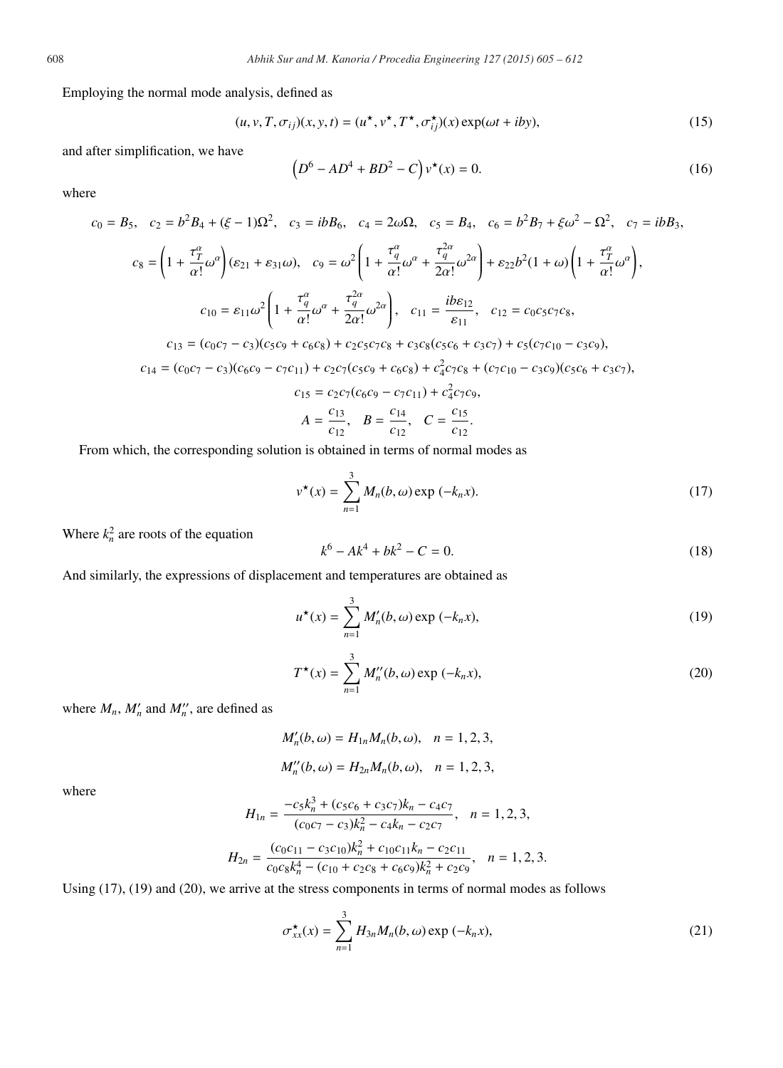Employing the normal mode analysis, defined as

$$(u, v, T, \sigma_{ij})(x, y, t) = (u^\star, v^\star, T^\star, \sigma_{ij}^\star)(x) \exp(\omega t + iby), \tag{15}$$

and after simplification, we have

$$\left(D^6 - AD^4 + BD^2 - C\right) v^\star(x) = 0. \tag{16}$$

where

$$c_0 = B_5, \quad c_2 = b^2 B_4 + (\xi - 1)\Omega^2, \quad c_3 = ibB_6, \quad c_4 = 2\omega\Omega, \quad c_5 = B_4, \quad c_6 = b^2 B_7 + \xi\omega^2 - \Omega^2, \quad c_7 = ibB_3,$$

$$c_8 = \left(1 + \frac{\tau_T^\alpha}{\alpha!}\omega^\alpha\right)(\varepsilon_{21} + \varepsilon_{31}\omega), \quad c_9 = \omega^2\left(1 + \frac{\tau_q^\alpha}{\alpha!}\omega^\alpha + \frac{\tau_q^{2\alpha}}{2\alpha!}\omega^{2\alpha}\right) + \varepsilon_{22} b^2 (1 + \omega)\left(1 + \frac{\tau_T^\alpha}{\alpha!}\omega^\alpha\right),$$

$$c_{10} = \varepsilon_{11}\omega^2\left(1 + \frac{\tau_q^\alpha}{\alpha!}\omega^\alpha + \frac{\tau_q^{2\alpha}}{2\alpha!}\omega^{2\alpha}\right), \quad c_{11} = \frac{ib\varepsilon_{12}}{\varepsilon_{11}}, \quad c_{12} = c_0 c_5 c_7 c_8,$$

$$c_{13} = (c_0 c_7 - c_3)(c_5 c_9 + c_6 c_8) + c_2 c_5 c_7 c_8 + c_3 c_8 (c_5 c_6 + c_3 c_7) + c_5 (c_7 c_{10} - c_3 c_9),$$

$$c_{14} = (c_0 c_7 - c_3)(c_6 c_9 - c_7 c_{11}) + c_2 c_7 (c_5 c_9 + c_6 c_8) + c_4^2 c_7 c_8 + (c_7 c_{10} - c_3 c_9)(c_5 c_6 + c_3 c_7),$$

$$c_{15} = c_2 c_7 (c_6 c_9 - c_7 c_{11}) + c_4^2 c_7 c_9,$$

$$A = \frac{c_{13}}{c_{12}}, \quad B = \frac{c_{14}}{c_{12}}, \quad C = \frac{c_{15}}{c_{12}}.$$

From which, the corresponding solution is obtained in terms of normal modes as

$$v^\star(x) = \sum_{n=1}^{3} M_n(b, \omega) \exp(-k_n x). \tag{17}$$

Where $k_n^2$ are roots of the equation

$$k^6 - Ak^4 + bk^2 - C = 0. \tag{18}$$

And similarly, the expressions of displacement and temperatures are obtained as

$$u^\star(x) = \sum_{n=1}^{3} M'_n(b, \omega) \exp(-k_n x), \tag{19}$$

$$T^\star(x) = \sum_{n=1}^{3} M''_n(b, \omega) \exp(-k_n x), \tag{20}$$

where $M_n$, $M'_n$ and $M''_n$, are defined as

$$M'_n(b, \omega) = H_{1n} M_n(b, \omega), \quad n = 1, 2, 3,$$

$$M''_n(b, \omega) = H_{2n} M_n(b, \omega), \quad n = 1, 2, 3,$$

where

$$H_{1n} = \frac{-c_5 k_n^3 + (c_5 c_6 + c_3 c_7) k_n - c_4 c_7}{(c_0 c_7 - c_3) k_n^2 - c_4 k_n - c_2 c_7}, \quad n = 1, 2, 3,$$

$$H_{2n} = \frac{(c_0 c_{11} - c_3 c_{10}) k_n^2 + c_{10} c_{11} k_n - c_2 c_{11}}{c_0 c_8 k_n^4 - (c_{10} + c_2 c_8 + c_6 c_9) k_n^2 + c_2 c_9}, \quad n = 1, 2, 3.$$

Using (17), (19) and (20), we arrive at the stress components in terms of normal modes as follows

$$\sigma_{xx}^\star(x) = \sum_{n=1}^{3} H_{3n} M_n(b, \omega) \exp(-k_n x), \tag{21}$$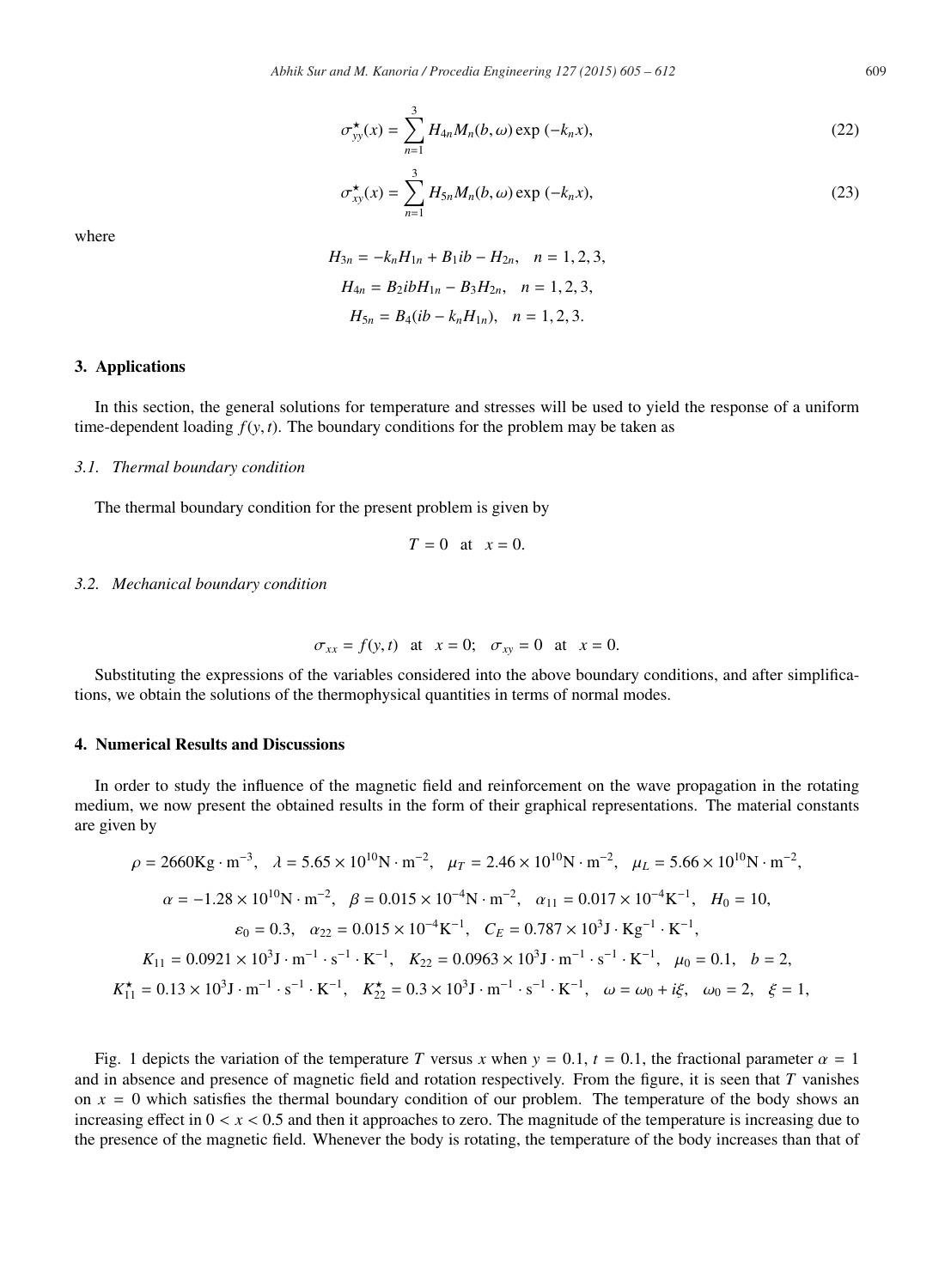$$\sigma^{\star}_{yy}(x) = \sum_{n=1}^{3} H_{4n} M_n(b,\omega) \exp(-k_n x), \tag{22}$$

$$\sigma^{\star}_{xy}(x) = \sum_{n=1}^{3} H_{5n} M_n(b,\omega) \exp(-k_n x), \tag{23}$$

where

$$H_{3n} = -k_n H_{1n} + B_1 ib - H_{2n}, \quad n = 1, 2, 3,$$

$$H_{4n} = B_2 ib H_{1n} - B_3 H_{2n}, \quad n = 1, 2, 3,$$

$$H_{5n} = B_4(ib - k_n H_{1n}), \quad n = 1, 2, 3.$$

## 3. Applications

In this section, the general solutions for temperature and stresses will be used to yield the response of a uniform time-dependent loading $f(y,t)$. The boundary conditions for the problem may be taken as

### *3.1. Thermal boundary condition*

The thermal boundary condition for the present problem is given by

$$T = 0 \quad \text{at} \quad x = 0.$$

### *3.2. Mechanical boundary condition*

$$\sigma_{xx} = f(y,t) \quad \text{at} \quad x = 0; \quad \sigma_{xy} = 0 \quad \text{at} \quad x = 0.$$

Substituting the expressions of the variables considered into the above boundary conditions, and after simplifications, we obtain the solutions of the thermophysical quantities in terms of normal modes.

## 4. Numerical Results and Discussions

In order to study the influence of the magnetic field and reinforcement on the wave propagation in the rotating medium, we now present the obtained results in the form of their graphical representations. The material constants are given by

$$\rho = 2660\text{Kg}\cdot\text{m}^{-3}, \quad \lambda = 5.65\times10^{10}\text{N}\cdot\text{m}^{-2}, \quad \mu_T = 2.46\times10^{10}\text{N}\cdot\text{m}^{-2}, \quad \mu_L = 5.66\times10^{10}\text{N}\cdot\text{m}^{-2},$$

$$\alpha = -1.28\times10^{10}\text{N}\cdot\text{m}^{-2}, \quad \beta = 0.015\times10^{-4}\text{N}\cdot\text{m}^{-2}, \quad \alpha_{11} = 0.017\times10^{-4}\text{K}^{-1}, \quad H_0 = 10,$$

$$\varepsilon_0 = 0.3, \quad \alpha_{22} = 0.015\times10^{-4}\text{K}^{-1}, \quad C_E = 0.787\times10^{3}\text{J}\cdot\text{Kg}^{-1}\cdot\text{K}^{-1},$$

$$K_{11} = 0.0921\times10^{3}\text{J}\cdot\text{m}^{-1}\cdot\text{s}^{-1}\cdot\text{K}^{-1}, \quad K_{22} = 0.0963\times10^{3}\text{J}\cdot\text{m}^{-1}\cdot\text{s}^{-1}\cdot\text{K}^{-1}, \quad \mu_0 = 0.1, \quad b = 2,$$

$$K^{\star}_{11} = 0.13\times10^{3}\text{J}\cdot\text{m}^{-1}\cdot\text{s}^{-1}\cdot\text{K}^{-1}, \quad K^{\star}_{22} = 0.3\times10^{3}\text{J}\cdot\text{m}^{-1}\cdot\text{s}^{-1}\cdot\text{K}^{-1}, \quad \omega = \omega_0 + i\xi, \quad \omega_0 = 2, \quad \xi = 1,$$

Fig. 1 depicts the variation of the temperature $T$ versus $x$ when $y = 0.1$, $t = 0.1$, the fractional parameter $\alpha = 1$ and in absence and presence of magnetic field and rotation respectively. From the figure, it is seen that $T$ vanishes on $x = 0$ which satisfies the thermal boundary condition of our problem. The temperature of the body shows an increasing effect in $0 < x < 0.5$ and then it approaches to zero. The magnitude of the temperature is increasing due to the presence of the magnetic field. Whenever the body is rotating, the temperature of the body increases than that of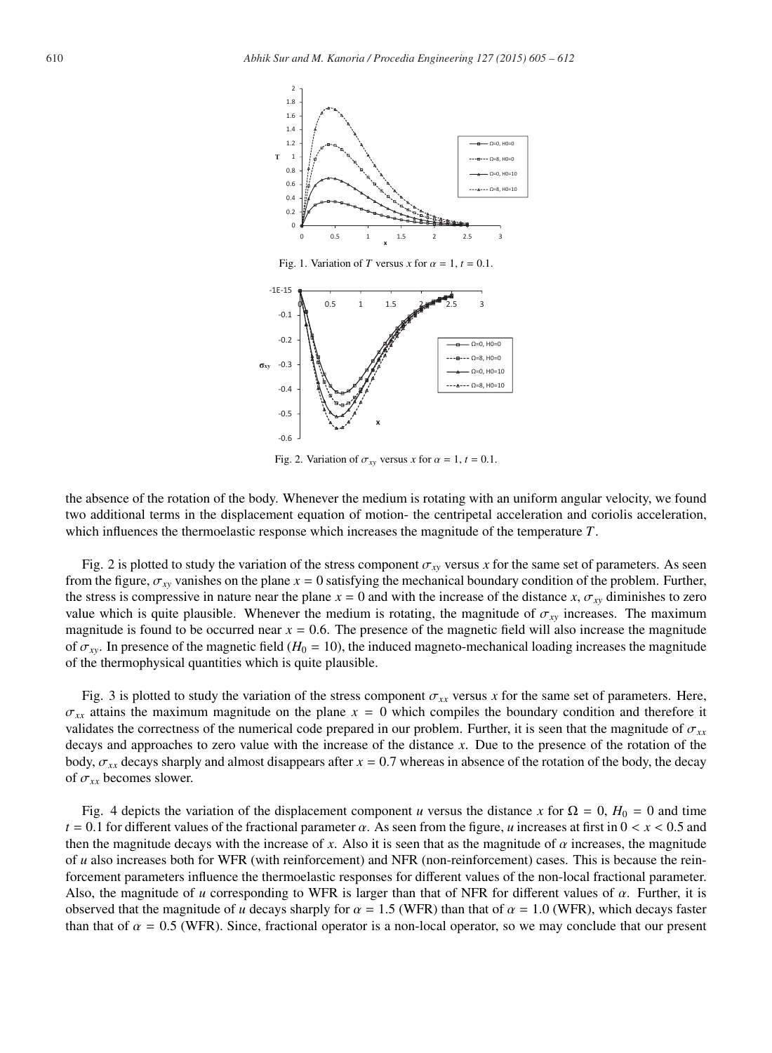Fig. 1. Variation of $T$ versus $x$ for $\alpha = 1$, $t = 0.1$.

Fig. 2. Variation of $\sigma_{xy}$ versus $x$ for $\alpha = 1$, $t = 0.1$.

the absence of the rotation of the body. Whenever the medium is rotating with an uniform angular velocity, we found two additional terms in the displacement equation of motion- the centripetal acceleration and coriolis acceleration, which influences the thermoelastic response which increases the magnitude of the temperature $T$.

Fig. 2 is plotted to study the variation of the stress component $\sigma_{xy}$ versus $x$ for the same set of parameters. As seen from the figure, $\sigma_{xy}$ vanishes on the plane $x = 0$ satisfying the mechanical boundary condition of the problem. Further, the stress is compressive in nature near the plane $x = 0$ and with the increase of the distance $x$, $\sigma_{xy}$ diminishes to zero value which is quite plausible. Whenever the medium is rotating, the magnitude of $\sigma_{xy}$ increases. The maximum magnitude is found to be occurred near $x = 0.6$. The presence of the magnetic field will also increase the magnitude of $\sigma_{xy}$. In presence of the magnetic field ($H_0 = 10$), the induced magneto-mechanical loading increases the magnitude of the thermophysical quantities which is quite plausible.

Fig. 3 is plotted to study the variation of the stress component $\sigma_{xx}$ versus $x$ for the same set of parameters. Here, $\sigma_{xx}$ attains the maximum magnitude on the plane $x = 0$ which compiles the boundary condition and therefore it validates the correctness of the numerical code prepared in our problem. Further, it is seen that the magnitude of $\sigma_{xx}$ decays and approaches to zero value with the increase of the distance $x$. Due to the presence of the rotation of the body, $\sigma_{xx}$ decays sharply and almost disappears after $x = 0.7$ whereas in absence of the rotation of the body, the decay of $\sigma_{xx}$ becomes slower.

Fig. 4 depicts the variation of the displacement component $u$ versus the distance $x$ for $\Omega = 0$, $H_0 = 0$ and time $t = 0.1$ for different values of the fractional parameter $\alpha$. As seen from the figure, $u$ increases at first in $0 < x < 0.5$ and then the magnitude decays with the increase of $x$. Also it is seen that as the magnitude of $\alpha$ increases, the magnitude of $u$ also increases both for WFR (with reinforcement) and NFR (non-reinforcement) cases. This is because the reinforcement parameters influence the thermoelastic responses for different values of the non-local fractional parameter. Also, the magnitude of $u$ corresponding to WFR is larger than that of NFR for different values of $\alpha$. Further, it is observed that the magnitude of $u$ decays sharply for $\alpha = 1.5$ (WFR) than that of $\alpha = 1.0$ (WFR), which decays faster than that of $\alpha = 0.5$ (WFR). Since, fractional operator is a non-local operator, so we may conclude that our present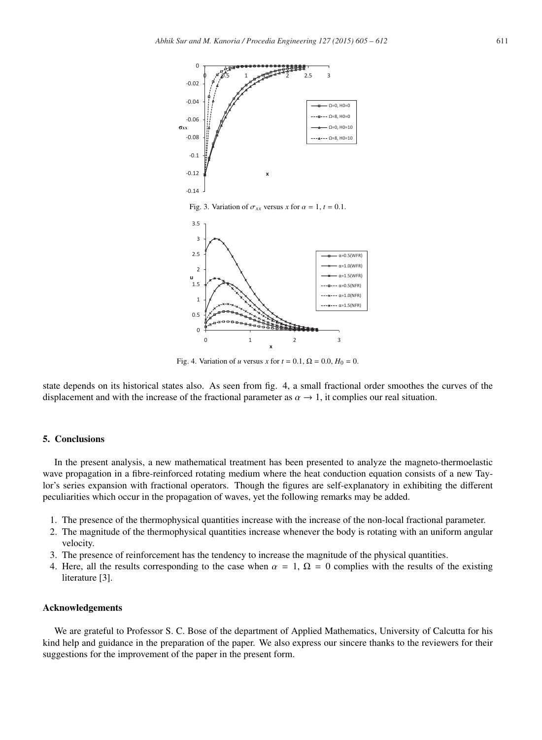Fig. 3. Variation of $\sigma_{xx}$ versus $x$ for $\alpha = 1$, $t = 0.1$.

Fig. 4. Variation of $u$ versus $x$ for $t = 0.1$, $\Omega = 0.0$, $H_0 = 0$.

state depends on its historical states also. As seen from fig. 4, a small fractional order smoothes the curves of the displacement and with the increase of the fractional parameter as $\alpha \to 1$, it complies our real situation.

## 5. Conclusions

In the present analysis, a new mathematical treatment has been presented to analyze the magneto-thermoelastic wave propagation in a fibre-reinforced rotating medium where the heat conduction equation consists of a new Taylor's series expansion with fractional operators. Though the figures are self-explanatory in exhibiting the different peculiarities which occur in the propagation of waves, yet the following remarks may be added.

1. The presence of the thermophysical quantities increase with the increase of the non-local fractional parameter.
2. The magnitude of the thermophysical quantities increase whenever the body is rotating with an uniform angular velocity.
3. The presence of reinforcement has the tendency to increase the magnitude of the physical quantities.
4. Here, all the results corresponding to the case when $\alpha = 1$, $\Omega = 0$ complies with the results of the existing literature [3].

## Acknowledgements

We are grateful to Professor S. C. Bose of the department of Applied Mathematics, University of Calcutta for his kind help and guidance in the preparation of the paper. We also express our sincere thanks to the reviewers for their suggestions for the improvement of the paper in the present form.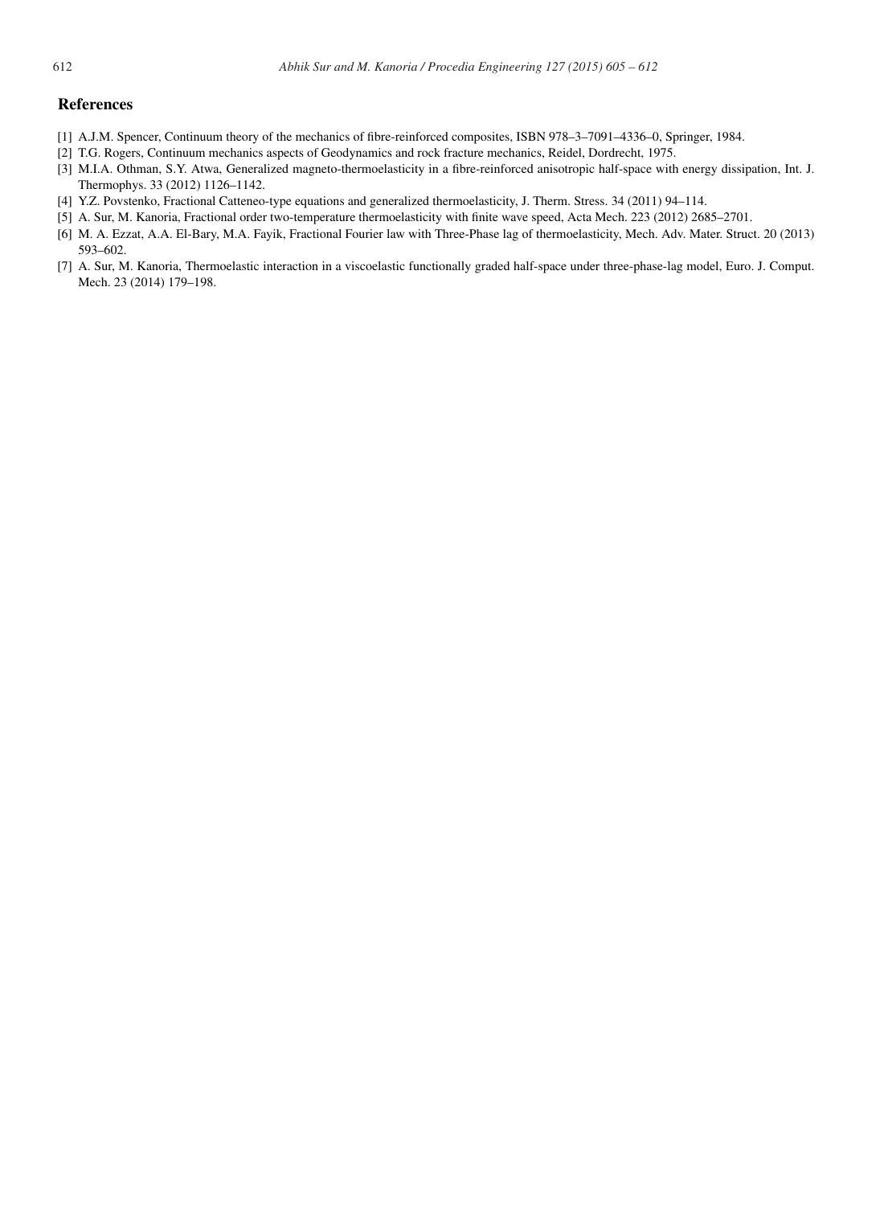## References

[1] A.J.M. Spencer, Continuum theory of the mechanics of fibre-reinforced composites, ISBN 978–3–7091–4336–0, Springer, 1984.

[2] T.G. Rogers, Continuum mechanics aspects of Geodynamics and rock fracture mechanics, Reidel, Dordrecht, 1975.

[3] M.I.A. Othman, S.Y. Atwa, Generalized magneto-thermoelasticity in a fibre-reinforced anisotropic half-space with energy dissipation, Int. J. Thermophys. 33 (2012) 1126–1142.

[4] Y.Z. Povstenko, Fractional Catteneo-type equations and generalized thermoelasticity, J. Therm. Stress. 34 (2011) 94–114.

[5] A. Sur, M. Kanoria, Fractional order two-temperature thermoelasticity with finite wave speed, Acta Mech. 223 (2012) 2685–2701.

[6] M. A. Ezzat, A.A. El-Bary, M.A. Fayik, Fractional Fourier law with Three-Phase lag of thermoelasticity, Mech. Adv. Mater. Struct. 20 (2013) 593–602.

[7] A. Sur, M. Kanoria, Thermoelastic interaction in a viscoelastic functionally graded half-space under three-phase-lag model, Euro. J. Comput. Mech. 23 (2014) 179–198.